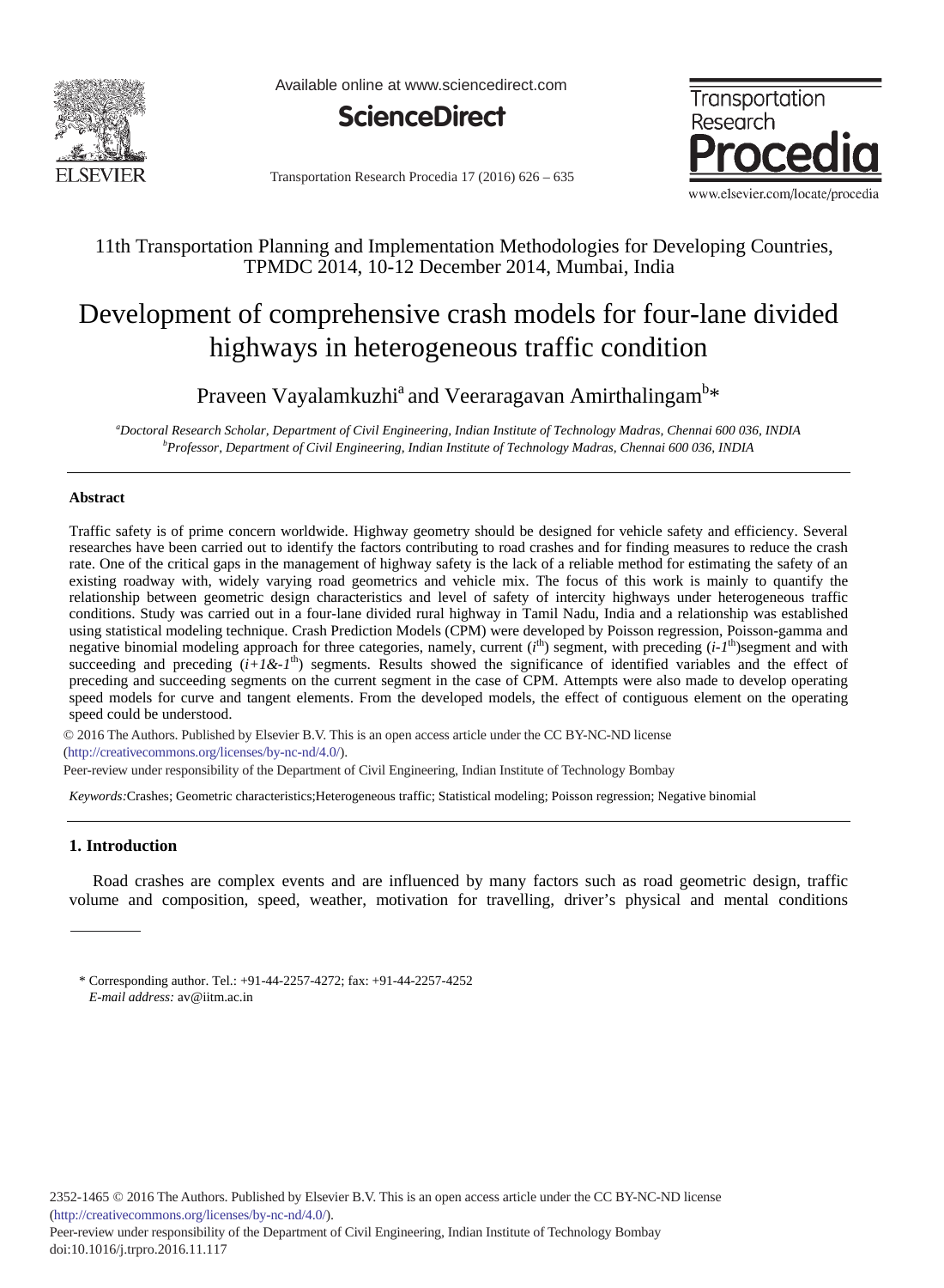11th Transportation Planning and Implementation Methodologies for Developing Countries, TPMDC 2014, 10-12 December 2014, Mumbai, India

# Development of comprehensive crash models for four-lane divided highways in heterogeneous traffic condition

Praveen Vayalamkuzhi[a] and Veeraragavan Amirthalingam[b]*

[a]*Doctoral Research Scholar, Department of Civil Engineering, Indian Institute of Technology Madras, Chennai 600 036, INDIA*
[b]*Professor, Department of Civil Engineering, Indian Institute of Technology Madras, Chennai 600 036, INDIA*

## Abstract

Traffic safety is of prime concern worldwide. Highway geometry should be designed for vehicle safety and efficiency. Several researches have been carried out to identify the factors contributing to road crashes and for finding measures to reduce the crash rate. One of the critical gaps in the management of highway safety is the lack of a reliable method for estimating the safety of an existing roadway with, widely varying road geometrics and vehicle mix. The focus of this work is mainly to quantify the relationship between geometric design characteristics and level of safety of intercity highways under heterogeneous traffic conditions. Study was carried out in a four-lane divided rural highway in Tamil Nadu, India and a relationship was established using statistical modeling technique. Crash Prediction Models (CPM) were developed by Poisson regression, Poisson-gamma and negative binomial modeling approach for three categories, namely, current ($i^{th}$) segment, with preceding ($i$-$1^{th}$)segment and with succeeding and preceding ($i$+$1$&-$1^{th}$) segments. Results showed the significance of identified variables and the effect of preceding and succeeding segments on the current segment in the case of CPM. Attempts were also made to develop operating speed models for curve and tangent elements. From the developed models, the effect of contiguous element on the operating speed could be understood.

© 2016 The Authors. Published by Elsevier B.V. This is an open access article under the CC BY-NC-ND license (http://creativecommons.org/licenses/by-nc-nd/4.0/).
Peer-review under responsibility of the Department of Civil Engineering, Indian Institute of Technology Bombay

*Keywords:*Crashes; Geometric characteristics;Heterogeneous traffic; Statistical modeling; Poisson regression; Negative binomial

## 1. Introduction

Road crashes are complex events and are influenced by many factors such as road geometric design, traffic volume and composition, speed, weather, motivation for travelling, driver's physical and mental conditions

---

\* Corresponding author. Tel.: +91-44-2257-4272; fax: +91-44-2257-4252
*E-mail address:* av@iitm.ac.in

2352-1465 © 2016 The Authors. Published by Elsevier B.V. This is an open access article under the CC BY-NC-ND license (http://creativecommons.org/licenses/by-nc-nd/4.0/).
Peer-review under responsibility of the Department of Civil Engineering, Indian Institute of Technology Bombay
doi:10.1016/j.trpro.2016.11.117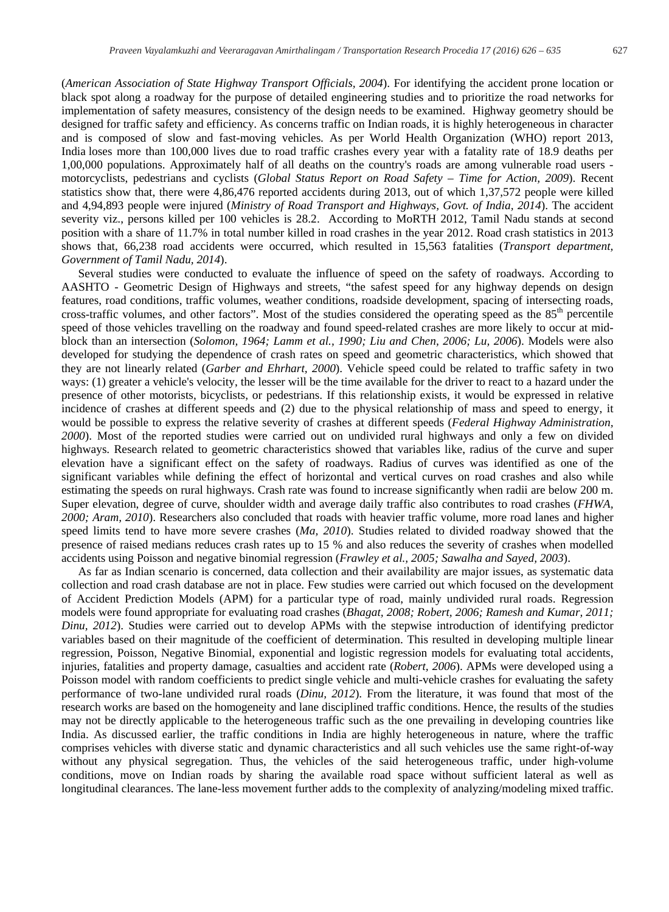(*American Association of State Highway Transport Officials, 2004*). For identifying the accident prone location or black spot along a roadway for the purpose of detailed engineering studies and to prioritize the road networks for implementation of safety measures, consistency of the design needs to be examined. Highway geometry should be designed for traffic safety and efficiency. As concerns traffic on Indian roads, it is highly heterogeneous in character and is composed of slow and fast-moving vehicles. As per World Health Organization (WHO) report 2013, India loses more than 100,000 lives due to road traffic crashes every year with a fatality rate of 18.9 deaths per 1,00,000 populations. Approximately half of all deaths on the country's roads are among vulnerable road users - motorcyclists, pedestrians and cyclists (*Global Status Report on Road Safety – Time for Action, 2009*). Recent statistics show that, there were 4,86,476 reported accidents during 2013, out of which 1,37,572 people were killed and 4,94,893 people were injured (*Ministry of Road Transport and Highways, Govt. of India, 2014*). The accident severity viz., persons killed per 100 vehicles is 28.2. According to MoRTH 2012, Tamil Nadu stands at second position with a share of 11.7% in total number killed in road crashes in the year 2012. Road crash statistics in 2013 shows that, 66,238 road accidents were occurred, which resulted in 15,563 fatalities (*Transport department, Government of Tamil Nadu, 2014*).

Several studies were conducted to evaluate the influence of speed on the safety of roadways. According to AASHTO - Geometric Design of Highways and streets, "the safest speed for any highway depends on design features, road conditions, traffic volumes, weather conditions, roadside development, spacing of intersecting roads, cross-traffic volumes, and other factors". Most of the studies considered the operating speed as the 85th percentile speed of those vehicles travelling on the roadway and found speed-related crashes are more likely to occur at mid-block than an intersection (*Solomon, 1964; Lamm et al., 1990; Liu and Chen, 2006; Lu, 2006*). Models were also developed for studying the dependence of crash rates on speed and geometric characteristics, which showed that they are not linearly related (*Garber and Ehrhart, 2000*). Vehicle speed could be related to traffic safety in two ways: (1) greater a vehicle's velocity, the lesser will be the time available for the driver to react to a hazard under the presence of other motorists, bicyclists, or pedestrians. If this relationship exists, it would be expressed in relative incidence of crashes at different speeds and (2) due to the physical relationship of mass and speed to energy, it would be possible to express the relative severity of crashes at different speeds (*Federal Highway Administration, 2000*). Most of the reported studies were carried out on undivided rural highways and only a few on divided highways. Research related to geometric characteristics showed that variables like, radius of the curve and super elevation have a significant effect on the safety of roadways. Radius of curves was identified as one of the significant variables while defining the effect of horizontal and vertical curves on road crashes and also while estimating the speeds on rural highways. Crash rate was found to increase significantly when radii are below 200 m. Super elevation, degree of curve, shoulder width and average daily traffic also contributes to road crashes (*FHWA, 2000; Aram, 2010*). Researchers also concluded that roads with heavier traffic volume, more road lanes and higher speed limits tend to have more severe crashes (*Ma, 2010*). Studies related to divided roadway showed that the presence of raised medians reduces crash rates up to 15 % and also reduces the severity of crashes when modelled accidents using Poisson and negative binomial regression (*Frawley et al., 2005; Sawalha and Sayed, 2003*).

As far as Indian scenario is concerned, data collection and their availability are major issues, as systematic data collection and road crash database are not in place. Few studies were carried out which focused on the development of Accident Prediction Models (APM) for a particular type of road, mainly undivided rural roads. Regression models were found appropriate for evaluating road crashes (*Bhagat, 2008; Robert, 2006; Ramesh and Kumar, 2011; Dinu, 2012*). Studies were carried out to develop APMs with the stepwise introduction of identifying predictor variables based on their magnitude of the coefficient of determination. This resulted in developing multiple linear regression, Poisson, Negative Binomial, exponential and logistic regression models for evaluating total accidents, injuries, fatalities and property damage, casualties and accident rate (*Robert, 2006*). APMs were developed using a Poisson model with random coefficients to predict single vehicle and multi-vehicle crashes for evaluating the safety performance of two-lane undivided rural roads (*Dinu, 2012*). From the literature, it was found that most of the research works are based on the homogeneity and lane disciplined traffic conditions. Hence, the results of the studies may not be directly applicable to the heterogeneous traffic such as the one prevailing in developing countries like India. As discussed earlier, the traffic conditions in India are highly heterogeneous in nature, where the traffic comprises vehicles with diverse static and dynamic characteristics and all such vehicles use the same right-of-way without any physical segregation. Thus, the vehicles of the said heterogeneous traffic, under high-volume conditions, move on Indian roads by sharing the available road space without sufficient lateral as well as longitudinal clearances. The lane-less movement further adds to the complexity of analyzing/modeling mixed traffic.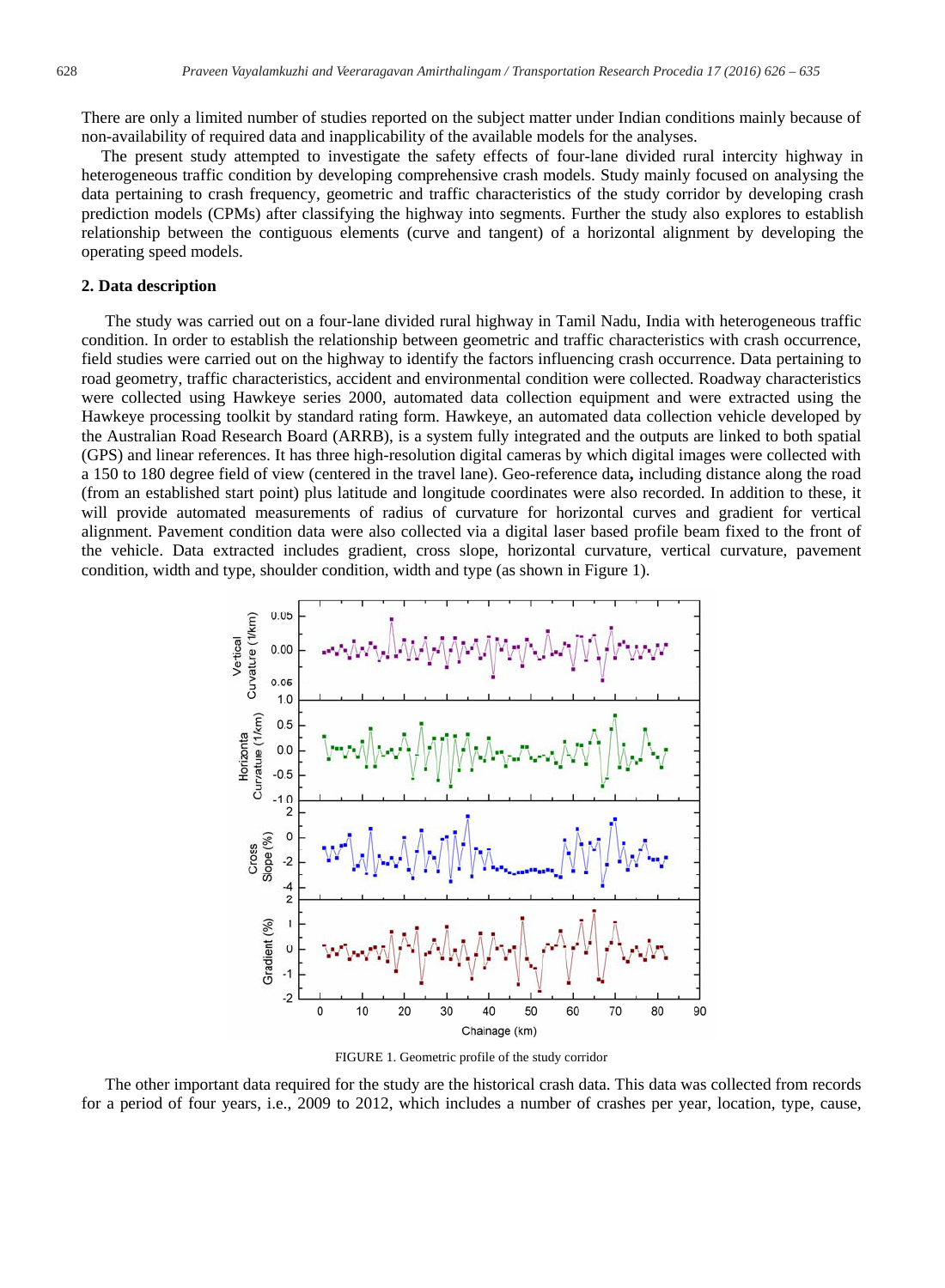There are only a limited number of studies reported on the subject matter under Indian conditions mainly because of non-availability of required data and inapplicability of the available models for the analyses.

The present study attempted to investigate the safety effects of four-lane divided rural intercity highway in heterogeneous traffic condition by developing comprehensive crash models. Study mainly focused on analysing the data pertaining to crash frequency, geometric and traffic characteristics of the study corridor by developing crash prediction models (CPMs) after classifying the highway into segments. Further the study also explores to establish relationship between the contiguous elements (curve and tangent) of a horizontal alignment by developing the operating speed models.

## 2. Data description

The study was carried out on a four-lane divided rural highway in Tamil Nadu, India with heterogeneous traffic condition. In order to establish the relationship between geometric and traffic characteristics with crash occurrence, field studies were carried out on the highway to identify the factors influencing crash occurrence. Data pertaining to road geometry, traffic characteristics, accident and environmental condition were collected. Roadway characteristics were collected using Hawkeye series 2000, automated data collection equipment and were extracted using the Hawkeye processing toolkit by standard rating form. Hawkeye, an automated data collection vehicle developed by the Australian Road Research Board (ARRB), is a system fully integrated and the outputs are linked to both spatial (GPS) and linear references. It has three high-resolution digital cameras by which digital images were collected with a 150 to 180 degree field of view (centered in the travel lane). Geo-reference data**,** including distance along the road (from an established start point) plus latitude and longitude coordinates were also recorded. In addition to these, it will provide automated measurements of radius of curvature for horizontal curves and gradient for vertical alignment. Pavement condition data were also collected via a digital laser based profile beam fixed to the front of the vehicle. Data extracted includes gradient, cross slope, horizontal curvature, vertical curvature, pavement condition, width and type, shoulder condition, width and type (as shown in Figure 1).

Vetical Curvature (1/km)
0.05
0.00
0.05

Horizonta Curvatue (1/km)
1.0
0.5
0.0
-0.5
-1.0

Cross Slope (%)
2
0
-2
-4

Gradient (%)
2
1
0
-1
-2

0 10 20 30 40 50 60 70 80 90
Chainage (km)

FIGURE 1. Geometric profile of the study corridor

The other important data required for the study are the historical crash data. This data was collected from records for a period of four years, i.e., 2009 to 2012, which includes a number of crashes per year, location, type, cause,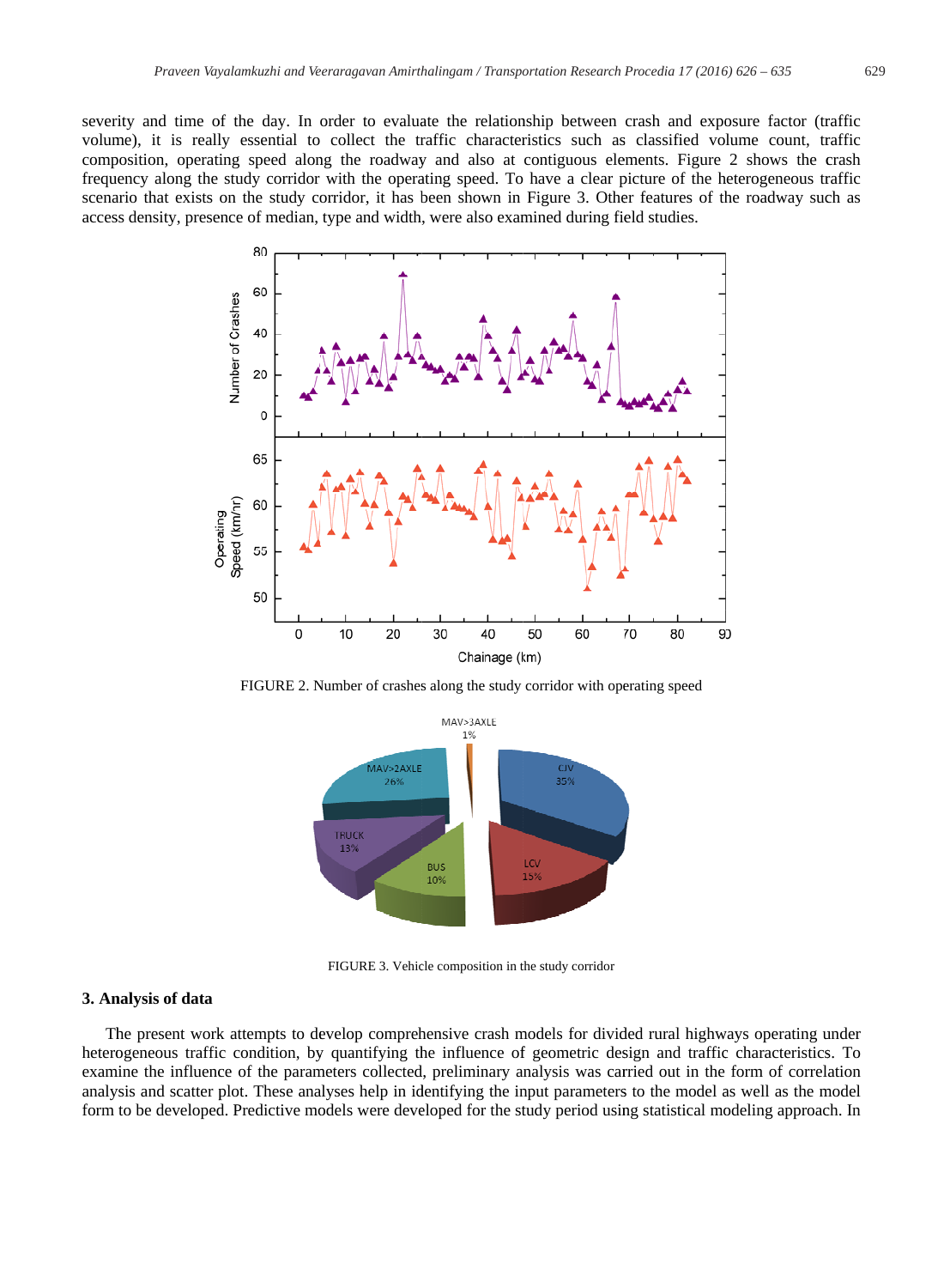severity and time of the day. In order to evaluate the relationship between crash and exposure factor (traffic volume), it is really essential to collect the traffic characteristics such as classified volume count, traffic composition, operating speed along the roadway and also at contiguous elements. Figure 2 shows the crash frequency along the study corridor with the operating speed. To have a clear picture of the heterogeneous traffic scenario that exists on the study corridor, it has been shown in Figure 3. Other features of the roadway such as access density, presence of median, type and width, were also examined during field studies.

FIGURE 2. Number of crashes along the study corridor with operating speed

FIGURE 3. Vehicle composition in the study corridor

## 3. Analysis of data

The present work attempts to develop comprehensive crash models for divided rural highways operating under heterogeneous traffic condition, by quantifying the influence of geometric design and traffic characteristics. To examine the influence of the parameters collected, preliminary analysis was carried out in the form of correlation analysis and scatter plot. These analyses help in identifying the input parameters to the model as well as the model form to be developed. Predictive models were developed for the study period using statistical modeling approach. In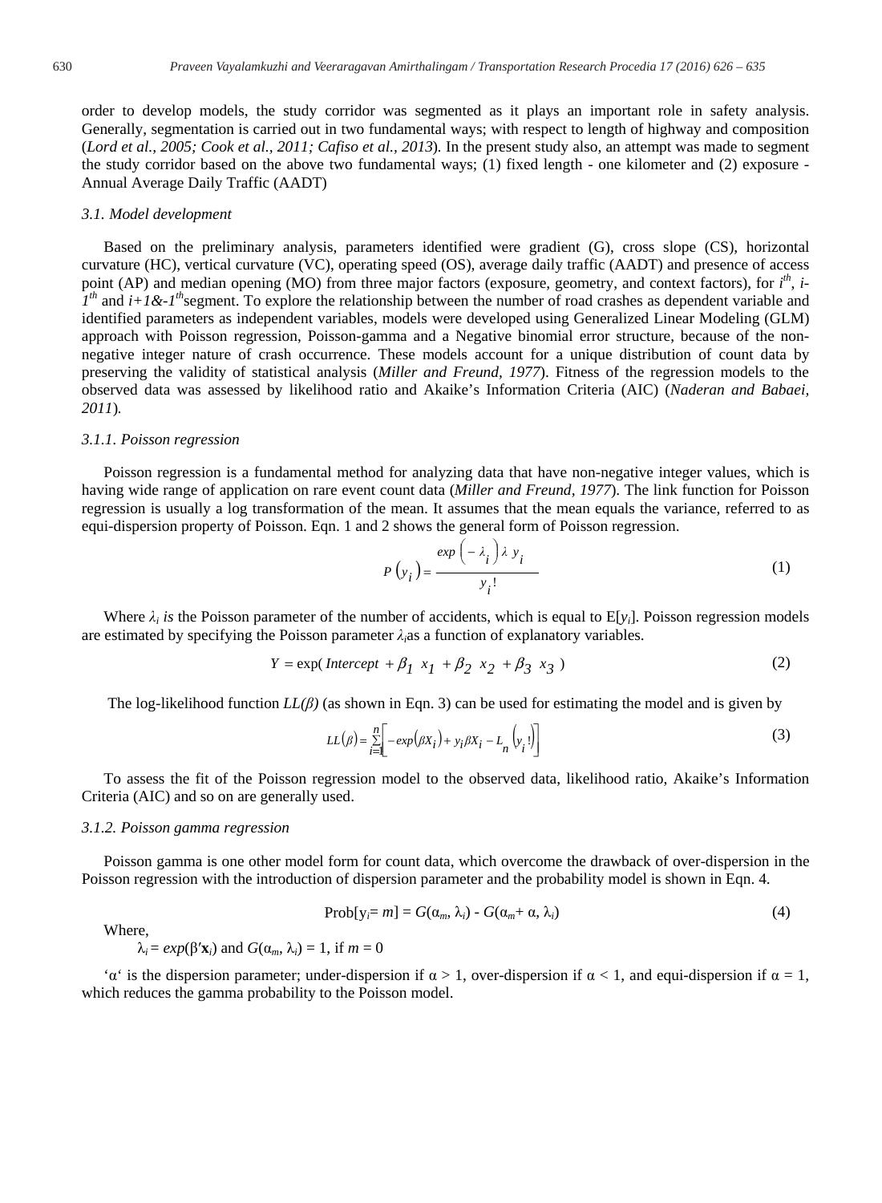order to develop models, the study corridor was segmented as it plays an important role in safety analysis. Generally, segmentation is carried out in two fundamental ways; with respect to length of highway and composition (*Lord et al., 2005; Cook et al., 2011; Cafiso et al., 2013*). In the present study also, an attempt was made to segment the study corridor based on the above two fundamental ways; (1) fixed length - one kilometer and (2) exposure - Annual Average Daily Traffic (AADT)

### *3.1. Model development*

Based on the preliminary analysis, parameters identified were gradient (G), cross slope (CS), horizontal curvature (HC), vertical curvature (VC), operating speed (OS), average daily traffic (AADT) and presence of access point (AP) and median opening (MO) from three major factors (exposure, geometry, and context factors), for $i^{th}$, $i$-$1^{th}$ and $i$+1&-$1^{th}$segment. To explore the relationship between the number of road crashes as dependent variable and identified parameters as independent variables, models were developed using Generalized Linear Modeling (GLM) approach with Poisson regression, Poisson-gamma and a Negative binomial error structure, because of the non-negative integer nature of crash occurrence. These models account for a unique distribution of count data by preserving the validity of statistical analysis (*Miller and Freund, 1977*). Fitness of the regression models to the observed data was assessed by likelihood ratio and Akaike's Information Criteria (AIC) (*Naderan and Babaei, 2011*).

#### *3.1.1. Poisson regression*

Poisson regression is a fundamental method for analyzing data that have non-negative integer values, which is having wide range of application on rare event count data (*Miller and Freund, 1977*). The link function for Poisson regression is usually a log transformation of the mean. It assumes that the mean equals the variance, referred to as equi-dispersion property of Poisson. Eqn. 1 and 2 shows the general form of Poisson regression.

$$P\left(y_i\right) = \frac{exp\left(-\lambda_i\right)\lambda\, y_i}{y_i!} \tag{1}$$

Where $\lambda_i$ *is* the Poisson parameter of the number of accidents, which is equal to E[$y_i$]. Poisson regression models are estimated by specifying the Poisson parameter $\lambda_i$as a function of explanatory variables.

$$Y = \exp(\, Intercept\ + \beta_1\ x_1\ + \beta_2\ x_2\ + \beta_3\ x_3\ ) \tag{2}$$

The log-likelihood function $LL(\beta)$ (as shown in Eqn. 3) can be used for estimating the model and is given by

$$LL\left(\beta\right) = \sum_{i=1}^{n}\left[-exp\left(\beta X_i\right) + y_i \beta X_i - L_n\left(y_i!\right)\right] \tag{3}$$

To assess the fit of the Poisson regression model to the observed data, likelihood ratio, Akaike's Information Criteria (AIC) and so on are generally used.

#### *3.1.2. Poisson gamma regression*

Poisson gamma is one other model form for count data, which overcome the drawback of over-dispersion in the Poisson regression with the introduction of dispersion parameter and the probability model is shown in Eqn. 4.

$$\text{Prob}[y_i = m] = G(\alpha_m, \lambda_i) - G(\alpha_m + \alpha, \lambda_i) \tag{4}$$

Where,

$\lambda_i = exp(\beta'\mathbf{x}_i)$ and $G(\alpha_m, \lambda_i) = 1$, if $m = 0$

'$\alpha$' is the dispersion parameter; under-dispersion if $\alpha > 1$, over-dispersion if $\alpha < 1$, and equi-dispersion if $\alpha = 1$, which reduces the gamma probability to the Poisson model.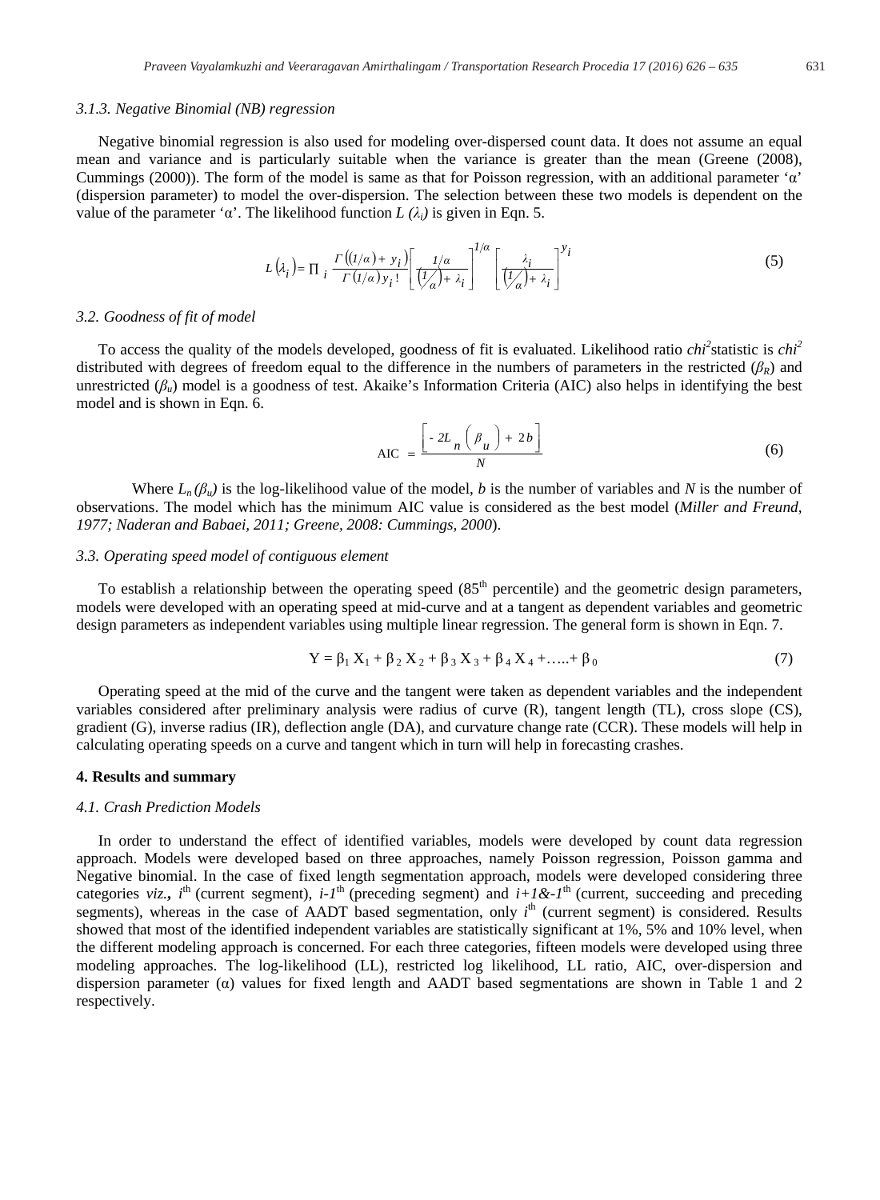### 3.1.3. Negative Binomial (NB) regression

Negative binomial regression is also used for modeling over-dispersed count data. It does not assume an equal mean and variance and is particularly suitable when the variance is greater than the mean (Greene (2008), Cummings (2000)). The form of the model is same as that for Poisson regression, with an additional parameter 'α' (dispersion parameter) to model the over-dispersion. The selection between these two models is dependent on the value of the parameter 'α'. The likelihood function $L(\lambda_i)$ is given in Eqn. 5.

$$L(\lambda_i) = \prod_i \frac{\Gamma((1/\alpha) + y_i)}{\Gamma(1/\alpha) y_i !} \left[ \frac{1/\alpha}{(1/\alpha) + \lambda_i} \right]^{1/\alpha} \left[ \frac{\lambda_i}{(1/\alpha) + \lambda_i} \right]^{y_i} \tag{5}$$

## 3.2. Goodness of fit of model

To access the quality of the models developed, goodness of fit is evaluated. Likelihood ratio *chi*$^2$statistic is *chi*$^2$ distributed with degrees of freedom equal to the difference in the numbers of parameters in the restricted ($\beta_R$) and unrestricted ($\beta_u$) model is a goodness of test. Akaike's Information Criteria (AIC) also helps in identifying the best model and is shown in Eqn. 6.

$$\text{AIC} = \frac{\left[ -2L_n\left(\beta_u\right) + 2b \right]}{N} \tag{6}$$

Where $L_n(\beta_u)$ is the log-likelihood value of the model, $b$ is the number of variables and $N$ is the number of observations. The model which has the minimum AIC value is considered as the best model (*Miller and Freund, 1977; Naderan and Babaei, 2011; Greene, 2008: Cummings, 2000*).

## 3.3. Operating speed model of contiguous element

To establish a relationship between the operating speed (85$^{th}$ percentile) and the geometric design parameters, models were developed with an operating speed at mid-curve and at a tangent as dependent variables and geometric design parameters as independent variables using multiple linear regression. The general form is shown in Eqn. 7.

$$Y = \beta_1 X_1 + \beta_2 X_2 + \beta_3 X_3 + \beta_4 X_4 + \ldots + \beta_0 \tag{7}$$

Operating speed at the mid of the curve and the tangent were taken as dependent variables and the independent variables considered after preliminary analysis were radius of curve (R), tangent length (TL), cross slope (CS), gradient (G), inverse radius (IR), deflection angle (DA), and curvature change rate (CCR). These models will help in calculating operating speeds on a curve and tangent which in turn will help in forecasting crashes.

# 4. Results and summary

## 4.1. Crash Prediction Models

In order to understand the effect of identified variables, models were developed by count data regression approach. Models were developed based on three approaches, namely Poisson regression, Poisson gamma and Negative binomial. In the case of fixed length segmentation approach, models were developed considering three categories *viz.*, $i^{th}$ (current segment), $i$-$1^{th}$ (preceding segment) and $i$+1&-$1^{th}$ (current, succeeding and preceding segments), whereas in the case of AADT based segmentation, only $i^{th}$ (current segment) is considered. Results showed that most of the identified independent variables are statistically significant at 1%, 5% and 10% level, when the different modeling approach is concerned. For each three categories, fifteen models were developed using three modeling approaches. The log-likelihood (LL), restricted log likelihood, LL ratio, AIC, over-dispersion and dispersion parameter (α) values for fixed length and AADT based segmentations are shown in Table 1 and 2 respectively.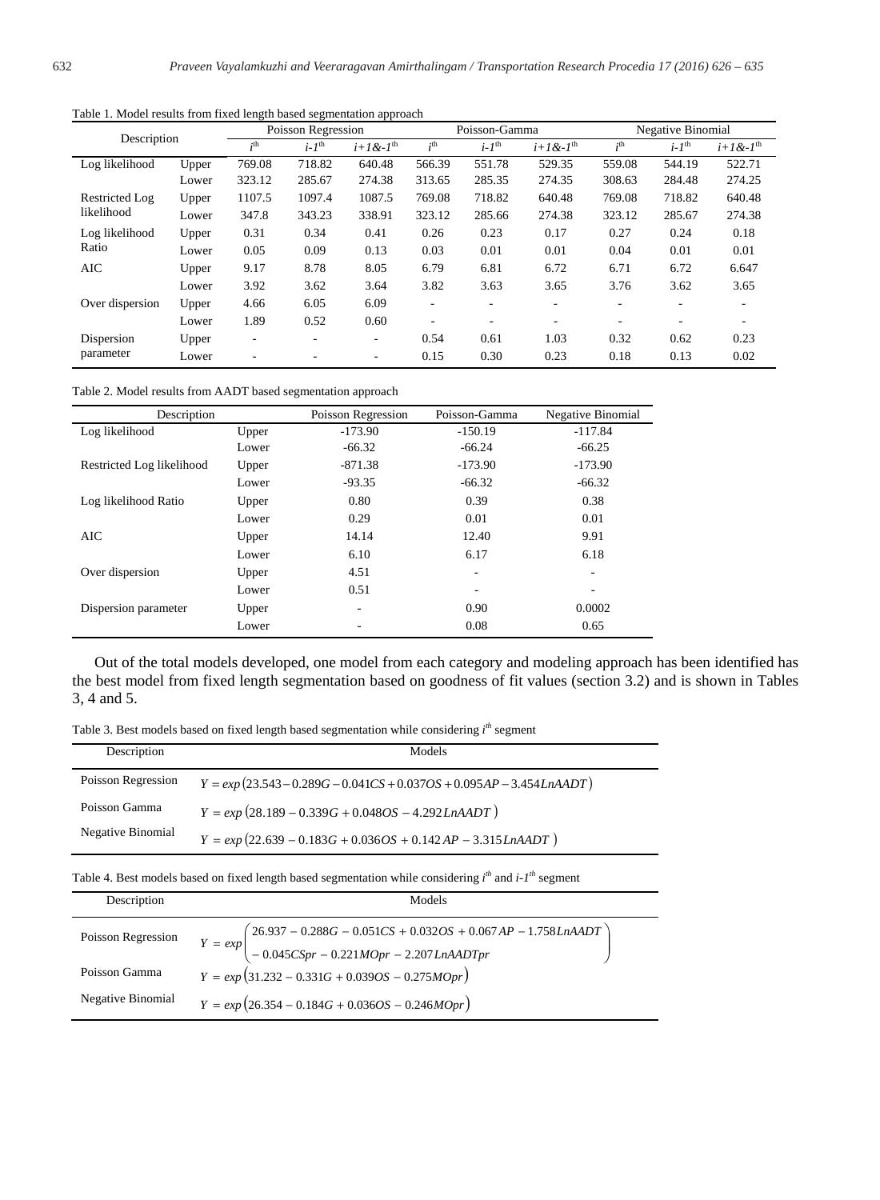Table 1. Model results from fixed length based segmentation approach

| Description | | Poisson Regression | | | Poisson-Gamma | | | Negative Binomial | | |
|---|---|---|---|---|---|---|---|---|---|---|
| | | $i^{th}$ | $i$-$1^{th}$ | $i$+$1$&-$1^{th}$ | $i^{th}$ | $i$-$1^{th}$ | $i$+$1$&-$1^{th}$ | $i^{th}$ | $i$-$1^{th}$ | $i$+$1$&-$1^{th}$ |
| Log likelihood | Upper | 769.08 | 718.82 | 640.48 | 566.39 | 551.78 | 529.35 | 559.08 | 544.19 | 522.71 |
| | Lower | 323.12 | 285.67 | 274.38 | 313.65 | 285.35 | 274.35 | 308.63 | 284.48 | 274.25 |
| Restricted Log likelihood | Upper | 1107.5 | 1097.4 | 1087.5 | 769.08 | 718.82 | 640.48 | 769.08 | 718.82 | 640.48 |
| | Lower | 347.8 | 343.23 | 338.91 | 323.12 | 285.66 | 274.38 | 323.12 | 285.67 | 274.38 |
| Log likelihood Ratio | Upper | 0.31 | 0.34 | 0.41 | 0.26 | 0.23 | 0.17 | 0.27 | 0.24 | 0.18 |
| | Lower | 0.05 | 0.09 | 0.13 | 0.03 | 0.01 | 0.01 | 0.04 | 0.01 | 0.01 |
| AIC | Upper | 9.17 | 8.78 | 8.05 | 6.79 | 6.81 | 6.72 | 6.71 | 6.72 | 6.647 |
| | Lower | 3.92 | 3.62 | 3.64 | 3.82 | 3.63 | 3.65 | 3.76 | 3.62 | 3.65 |
| Over dispersion | Upper | 4.66 | 6.05 | 6.09 | - | - | - | - | - | - |
| | Lower | 1.89 | 0.52 | 0.60 | - | - | - | - | - | - |
| Dispersion parameter | Upper | - | - | - | 0.54 | 0.61 | 1.03 | 0.32 | 0.62 | 0.23 |
| | Lower | - | - | - | 0.15 | 0.30 | 0.23 | 0.18 | 0.13 | 0.02 |

Table 2. Model results from AADT based segmentation approach

| Description | | Poisson Regression | Poisson-Gamma | Negative Binomial |
|---|---|---|---|---|
| Log likelihood | Upper | -173.90 | -150.19 | -117.84 |
| | Lower | -66.32 | -66.24 | -66.25 |
| Restricted Log likelihood | Upper | -871.38 | -173.90 | -173.90 |
| | Lower | -93.35 | -66.32 | -66.32 |
| Log likelihood Ratio | Upper | 0.80 | 0.39 | 0.38 |
| | Lower | 0.29 | 0.01 | 0.01 |
| AIC | Upper | 14.14 | 12.40 | 9.91 |
| | Lower | 6.10 | 6.17 | 6.18 |
| Over dispersion | Upper | 4.51 | - | - |
| | Lower | 0.51 | - | - |
| Dispersion parameter | Upper | - | 0.90 | 0.0002 |
| | Lower | - | 0.08 | 0.65 |

Out of the total models developed, one model from each category and modeling approach has been identified has the best model from fixed length segmentation based on goodness of fit values (section 3.2) and is shown in Tables 3, 4 and 5.

Table 3. Best models based on fixed length based segmentation while considering $i^{th}$ segment

| Description | Models |
|---|---|
| Poisson Regression | $Y = exp(23.543 - 0.289G - 0.041CS + 0.037OS + 0.095AP - 3.454LnAADT)$ |
| Poisson Gamma | $Y = exp(28.189 - 0.339G + 0.048OS - 4.292LnAADT)$ |
| Negative Binomial | $Y = exp(22.639 - 0.183G + 0.036OS + 0.142AP - 3.315LnAADT)$ |

Table 4. Best models based on fixed length based segmentation while considering $i^{th}$ and $i$-$1^{th}$ segment

| Description | Models |
|---|---|
| Poisson Regression | $Y = exp\begin{pmatrix} 26.937 - 0.288G - 0.051CS + 0.032OS + 0.067AP - 1.758LnAADT \\ - 0.045CSpr - 0.221MOpr - 2.207LnAADTpr \end{pmatrix}$ |
| Poisson Gamma | $Y = exp(31.232 - 0.331G + 0.039OS - 0.275MOpr)$ |
| Negative Binomial | $Y = exp(26.354 - 0.184G + 0.036OS - 0.246MOpr)$ |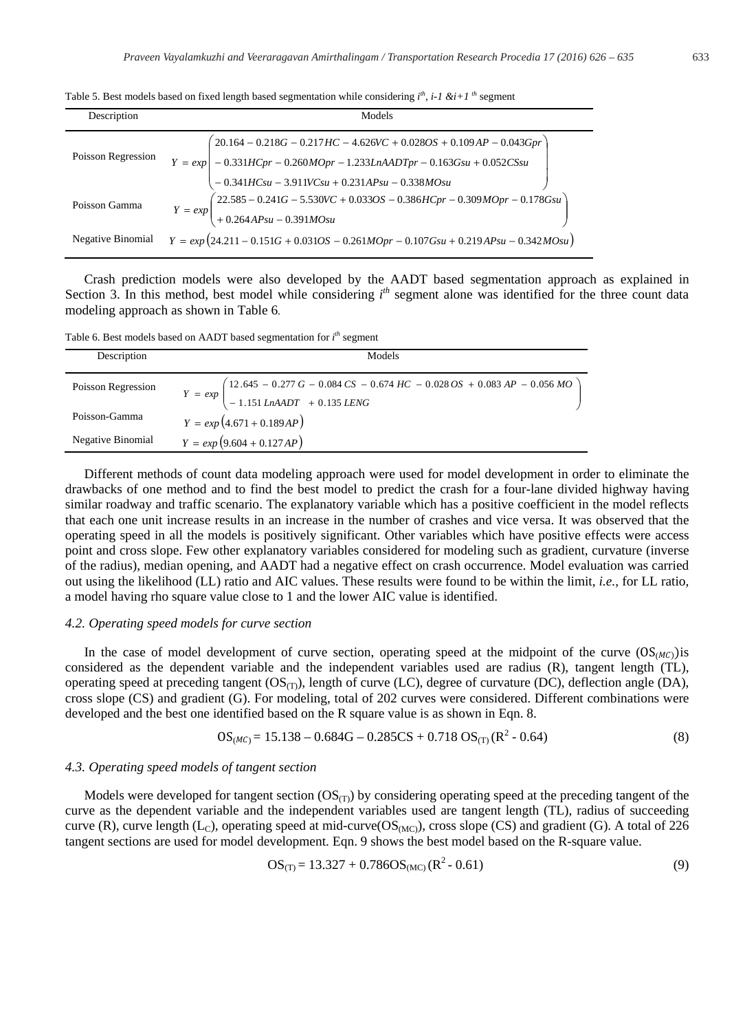Table 5. Best models based on fixed length based segmentation while considering $i^{th}$, $i$-1 & $i$+1 $^{th}$ segment

| Description | Models |
|---|---|
| Poisson Regression | $Y = exp\begin{pmatrix} 20.164 - 0.218G - 0.217HC - 4.626VC + 0.028OS + 0.109AP - 0.043Gpr \\ - 0.331HCpr - 0.260MOpr - 1.233LnAADTpr - 0.163Gsu + 0.052CSsu \\ - 0.341HCsu - 3.911VCsu + 0.231APsu - 0.338MOsu \end{pmatrix}$ |
| Poisson Gamma | $Y = exp\begin{pmatrix} 22.585 - 0.241G - 5.530VC + 0.033OS - 0.386HCpr - 0.309MOpr - 0.178Gsu \\ + 0.264APsu - 0.391MOsu \end{pmatrix}$ |
| Negative Binomial | $Y = exp\left(24.211 - 0.151G + 0.031OS - 0.261MOpr - 0.107Gsu + 0.219APsu - 0.342MOsu\right)$ |

Crash prediction models were also developed by the AADT based segmentation approach as explained in Section 3. In this method, best model while considering $i^{th}$ segment alone was identified for the three count data modeling approach as shown in Table 6.

Table 6. Best models based on AADT based segmentation for $i^{th}$ segment

| Description | Models |
|---|---|
| Poisson Regression | $Y = exp\begin{pmatrix} 12.645 - 0.277G - 0.084CS - 0.674HC - 0.028OS + 0.083AP - 0.056MO \\ - 1.151LnAADT + 0.135LENG \end{pmatrix}$ |
| Poisson-Gamma | $Y = exp\left(4.671 + 0.189AP\right)$ |
| Negative Binomial | $Y = exp\left(9.604 + 0.127AP\right)$ |

Different methods of count data modeling approach were used for model development in order to eliminate the drawbacks of one method and to find the best model to predict the crash for a four-lane divided highway having similar roadway and traffic scenario. The explanatory variable which has a positive coefficient in the model reflects that each one unit increase results in an increase in the number of crashes and vice versa. It was observed that the operating speed in all the models is positively significant. Other variables which have positive effects were access point and cross slope. Few other explanatory variables considered for modeling such as gradient, curvature (inverse of the radius), median opening, and AADT had a negative effect on crash occurrence. Model evaluation was carried out using the likelihood (LL) ratio and AIC values. These results were found to be within the limit, *i.e.*, for LL ratio, a model having rho square value close to 1 and the lower AIC value is identified.

### 4.2. Operating speed models for curve section

In the case of model development of curve section, operating speed at the midpoint of the curve ($OS_{(MC)}$) is considered as the dependent variable and the independent variables used are radius (R), tangent length (TL), operating speed at preceding tangent ($OS_{(T)}$), length of curve (LC), degree of curvature (DC), deflection angle (DA), cross slope (CS) and gradient (G). For modeling, total of 202 curves were considered. Different combinations were developed and the best one identified based on the R square value is as shown in Eqn. 8.

$$OS_{(MC)} = 15.138 - 0.684G - 0.285CS + 0.718\, OS_{(T)}\, (R^2 - 0.64) \tag{8}$$

### 4.3. Operating speed models of tangent section

Models were developed for tangent section ($OS_{(T)}$) by considering operating speed at the preceding tangent of the curve as the dependent variable and the independent variables used are tangent length (TL), radius of succeeding curve (R), curve length ($L_C$), operating speed at mid-curve($OS_{(MC)}$), cross slope (CS) and gradient (G). A total of 226 tangent sections are used for model development. Eqn. 9 shows the best model based on the R-square value.

$$OS_{(T)} = 13.327 + 0.786OS_{(MC)}\, (R^2 - 0.61) \tag{9}$$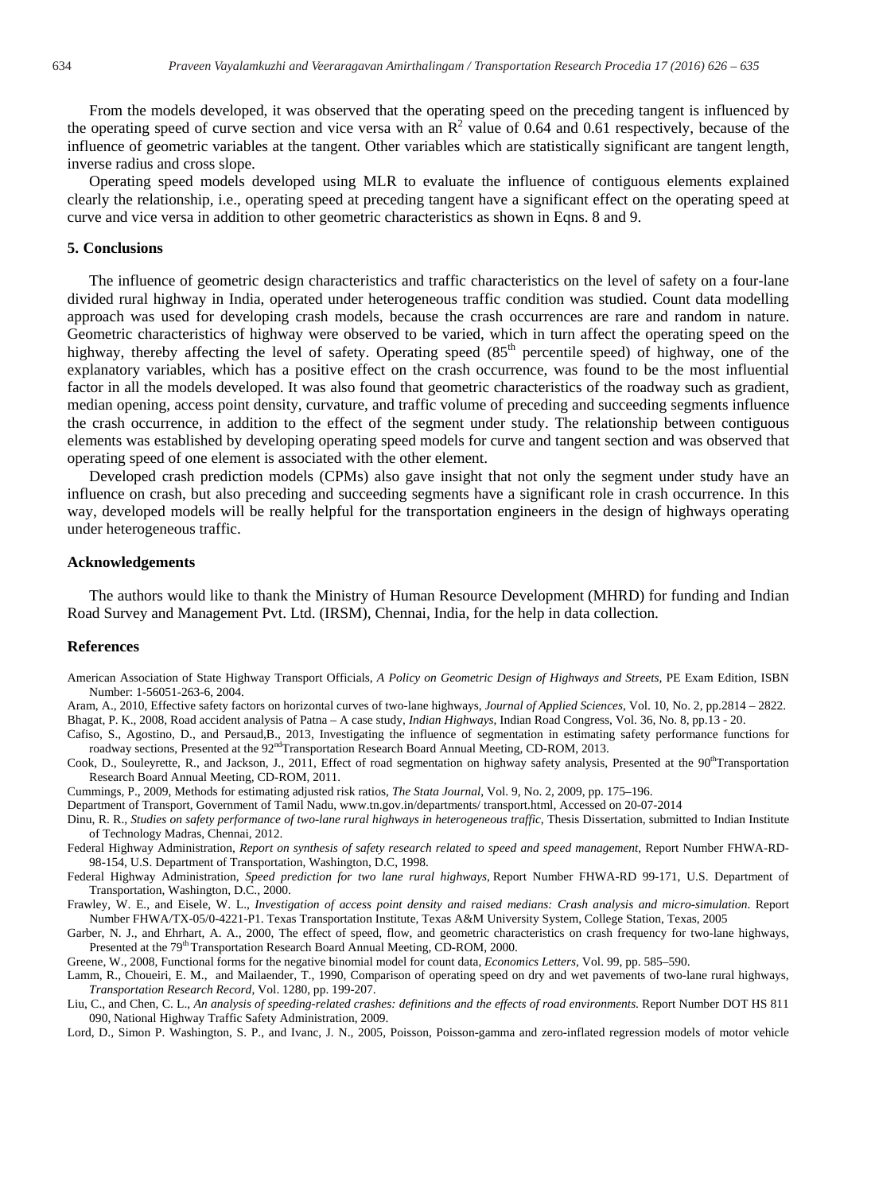From the models developed, it was observed that the operating speed on the preceding tangent is influenced by the operating speed of curve section and vice versa with an $R^2$ value of 0.64 and 0.61 respectively, because of the influence of geometric variables at the tangent. Other variables which are statistically significant are tangent length, inverse radius and cross slope.

Operating speed models developed using MLR to evaluate the influence of contiguous elements explained clearly the relationship, i.e., operating speed at preceding tangent have a significant effect on the operating speed at curve and vice versa in addition to other geometric characteristics as shown in Eqns. 8 and 9.

## 5. Conclusions

The influence of geometric design characteristics and traffic characteristics on the level of safety on a four-lane divided rural highway in India, operated under heterogeneous traffic condition was studied. Count data modelling approach was used for developing crash models, because the crash occurrences are rare and random in nature. Geometric characteristics of highway were observed to be varied, which in turn affect the operating speed on the highway, thereby affecting the level of safety. Operating speed ($85^{th}$ percentile speed) of highway, one of the explanatory variables, which has a positive effect on the crash occurrence, was found to be the most influential factor in all the models developed. It was also found that geometric characteristics of the roadway such as gradient, median opening, access point density, curvature, and traffic volume of preceding and succeeding segments influence the crash occurrence, in addition to the effect of the segment under study. The relationship between contiguous elements was established by developing operating speed models for curve and tangent section and was observed that operating speed of one element is associated with the other element.

Developed crash prediction models (CPMs) also gave insight that not only the segment under study have an influence on crash, but also preceding and succeeding segments have a significant role in crash occurrence. In this way, developed models will be really helpful for the transportation engineers in the design of highways operating under heterogeneous traffic.

## Acknowledgements

The authors would like to thank the Ministry of Human Resource Development (MHRD) for funding and Indian Road Survey and Management Pvt. Ltd. (IRSM), Chennai, India, for the help in data collection.

## References

American Association of State Highway Transport Officials, *A Policy on Geometric Design of Highways and Streets*, PE Exam Edition, ISBN Number: 1-56051-263-6, 2004.

Aram, A., 2010, Effective safety factors on horizontal curves of two-lane highways, *Journal of Applied Sciences*, Vol. 10, No. 2, pp.2814 – 2822.

Bhagat, P. K., 2008, Road accident analysis of Patna – A case study, *Indian Highways*, Indian Road Congress, Vol. 36, No. 8, pp.13 - 20.

Cafiso, S., Agostino, D., and Persaud,B., 2013, Investigating the influence of segmentation in estimating safety performance functions for roadway sections, Presented at the 92nd Transportation Research Board Annual Meeting, CD-ROM, 2013.

Cook, D., Souleyrette, R., and Jackson, J., 2011, Effect of road segmentation on highway safety analysis, Presented at the 90th Transportation Research Board Annual Meeting, CD-ROM, 2011.

Cummings, P., 2009, Methods for estimating adjusted risk ratios, *The Stata Journal*, Vol. 9, No. 2, 2009, pp. 175–196.

Department of Transport, Government of Tamil Nadu, www.tn.gov.in/departments/ transport.html, Accessed on 20-07-2014

Dinu, R. R., *Studies on safety performance of two-lane rural highways in heterogeneous traffic*, Thesis Dissertation, submitted to Indian Institute of Technology Madras, Chennai, 2012.

Federal Highway Administration, *Report on synthesis of safety research related to speed and speed management*, Report Number FHWA-RD-98-154, U.S. Department of Transportation, Washington, D.C, 1998.

Federal Highway Administration, *Speed prediction for two lane rural highways*, Report Number FHWA-RD 99-171, U.S. Department of Transportation, Washington, D.C., 2000.

Frawley, W. E., and Eisele, W. L., *Investigation of access point density and raised medians: Crash analysis and micro-simulation*. Report Number FHWA/TX-05/0-4221-P1. Texas Transportation Institute, Texas A&M University System, College Station, Texas, 2005

Garber, N. J., and Ehrhart, A. A., 2000, The effect of speed, flow, and geometric characteristics on crash frequency for two-lane highways, Presented at the 79th Transportation Research Board Annual Meeting, CD-ROM, 2000.

Greene, W., 2008, Functional forms for the negative binomial model for count data, *Economics Letters*, Vol. 99, pp. 585–590.

Lamm, R., Choueiri, E. M., and Mailaender, T., 1990, Comparison of operating speed on dry and wet pavements of two-lane rural highways, *Transportation Research Record*, Vol. 1280, pp. 199-207.

Liu, C., and Chen, C. L., *An analysis of speeding-related crashes: definitions and the effects of road environments*. Report Number DOT HS 811 090, National Highway Traffic Safety Administration, 2009.

Lord, D., Simon P. Washington, S. P., and Ivanc, J. N., 2005, Poisson, Poisson-gamma and zero-inflated regression models of motor vehicle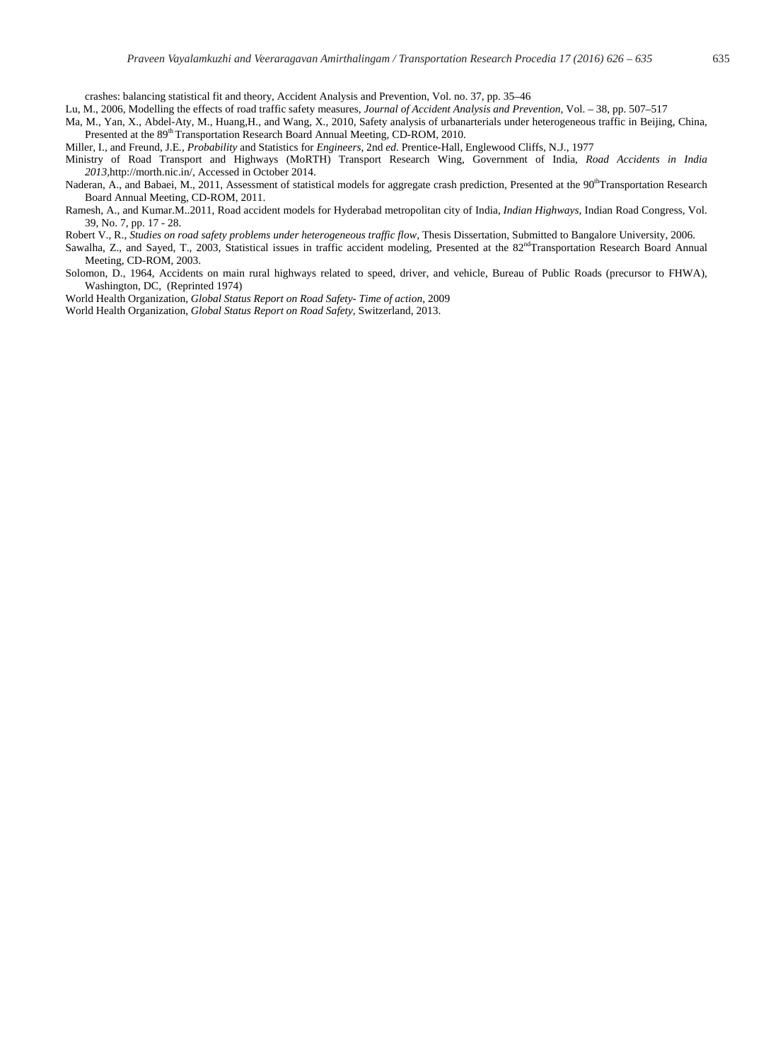crashes: balancing statistical fit and theory, Accident Analysis and Prevention, Vol. no. 37, pp. 35–46

Lu, M., 2006, Modelling the effects of road traffic safety measures, *Journal of Accident Analysis and Prevention*, Vol. – 38, pp. 507–517

Ma, M., Yan, X., Abdel-Aty, M., Huang,H., and Wang, X., 2010, Safety analysis of urbanarterials under heterogeneous traffic in Beijing, China, Presented at the 89th Transportation Research Board Annual Meeting, CD-ROM, 2010.

Miller, I., and Freund, J.E., *Probability* and Statistics for *Engineers*, 2nd *ed*. Prentice-Hall, Englewood Cliffs, N.J., 1977

Ministry of Road Transport and Highways (MoRTH) Transport Research Wing, Government of India, *Road Accidents in India 2013*,http://morth.nic.in/, Accessed in October 2014.

Naderan, A., and Babaei, M., 2011, Assessment of statistical models for aggregate crash prediction, Presented at the 90thTransportation Research Board Annual Meeting, CD-ROM, 2011.

Ramesh, A., and Kumar.M..2011, Road accident models for Hyderabad metropolitan city of India, *Indian Highways*, Indian Road Congress, Vol. 39, No. 7, pp. 17 - 28.

Robert V., R., *Studies on road safety problems under heterogeneous traffic flow*, Thesis Dissertation, Submitted to Bangalore University, 2006.

Sawalha, Z., and Sayed, T., 2003, Statistical issues in traffic accident modeling, Presented at the 82ndTransportation Research Board Annual Meeting, CD-ROM, 2003.

Solomon, D., 1964, Accidents on main rural highways related to speed, driver, and vehicle, Bureau of Public Roads (precursor to FHWA), Washington, DC, (Reprinted 1974)

World Health Organization, *Global Status Report on Road Safety- Time of action*, 2009

World Health Organization, *Global Status Report on Road Safety*, Switzerland, 2013.